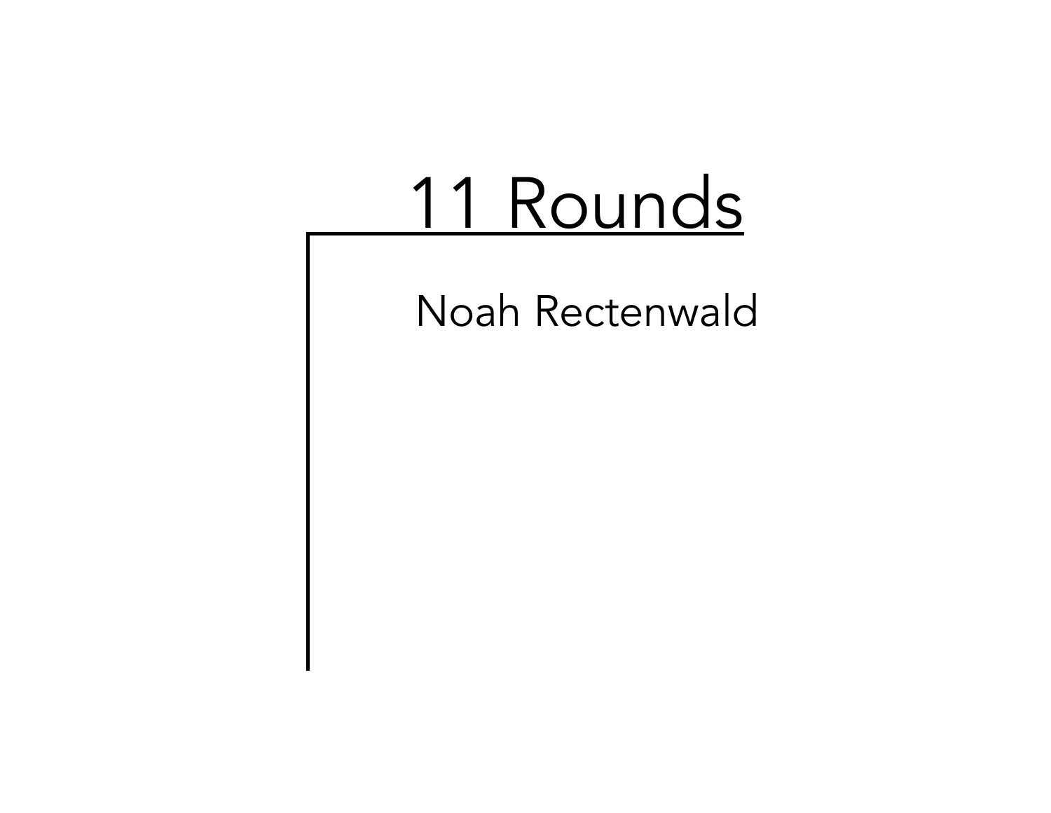# 11 Rounds

Noah Rectenwald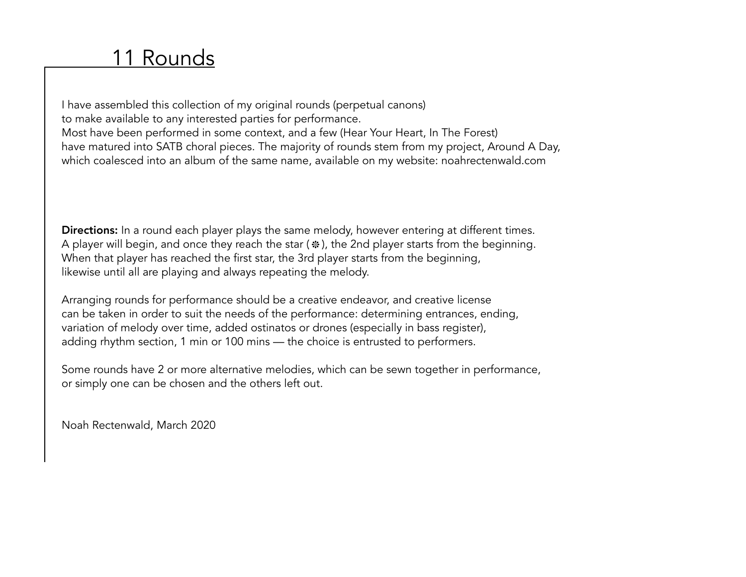# 11 Rounds

I have assembled this collection of my original rounds (perpetual canons)
to make available to any interested parties for performance.
Most have been performed in some context, and a few (Hear Your Heart, In The Forest)
have matured into SATB choral pieces. The majority of rounds stem from my project, Around A Day,
which coalesced into an album of the same name, available on my website: noahrectenwald.com

**Directions:** In a round each player plays the same melody, however entering at different times.
A player will begin, and once they reach the star (❉), the 2nd player starts from the beginning.
When that player has reached the first star, the 3rd player starts from the beginning,
likewise until all are playing and always repeating the melody.

Arranging rounds for performance should be a creative endeavor, and creative license
can be taken in order to suit the needs of the performance: determining entrances, ending,
variation of melody over time, added ostinatos or drones (especially in bass register),
adding rhythm section, 1 min or 100 mins — the choice is entrusted to performers.

Some rounds have 2 or more alternative melodies, which can be sewn together in performance,
or simply one can be chosen and the others left out.

Noah Rectenwald, March 2020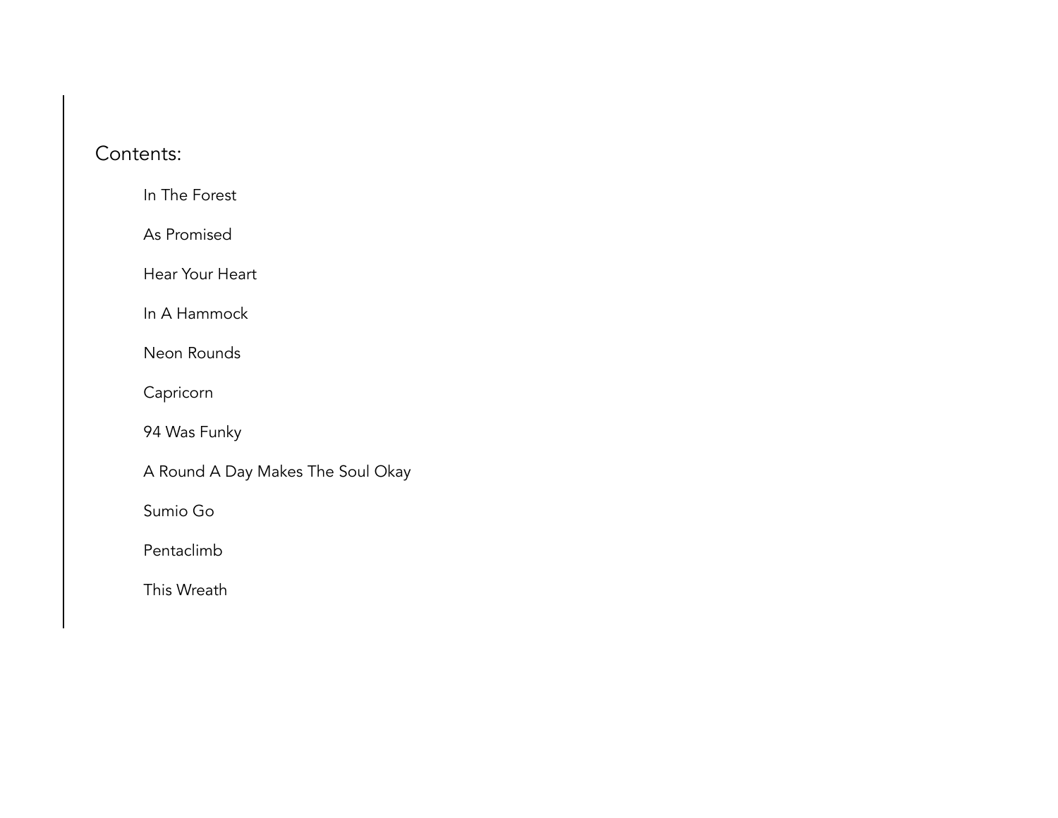Contents:

- In The Forest
- As Promised
- Hear Your Heart
- In A Hammock
- Neon Rounds
- Capricorn
- 94 Was Funky
- A Round A Day Makes The Soul Okay
- Sumio Go
- Pentaclimb
- This Wreath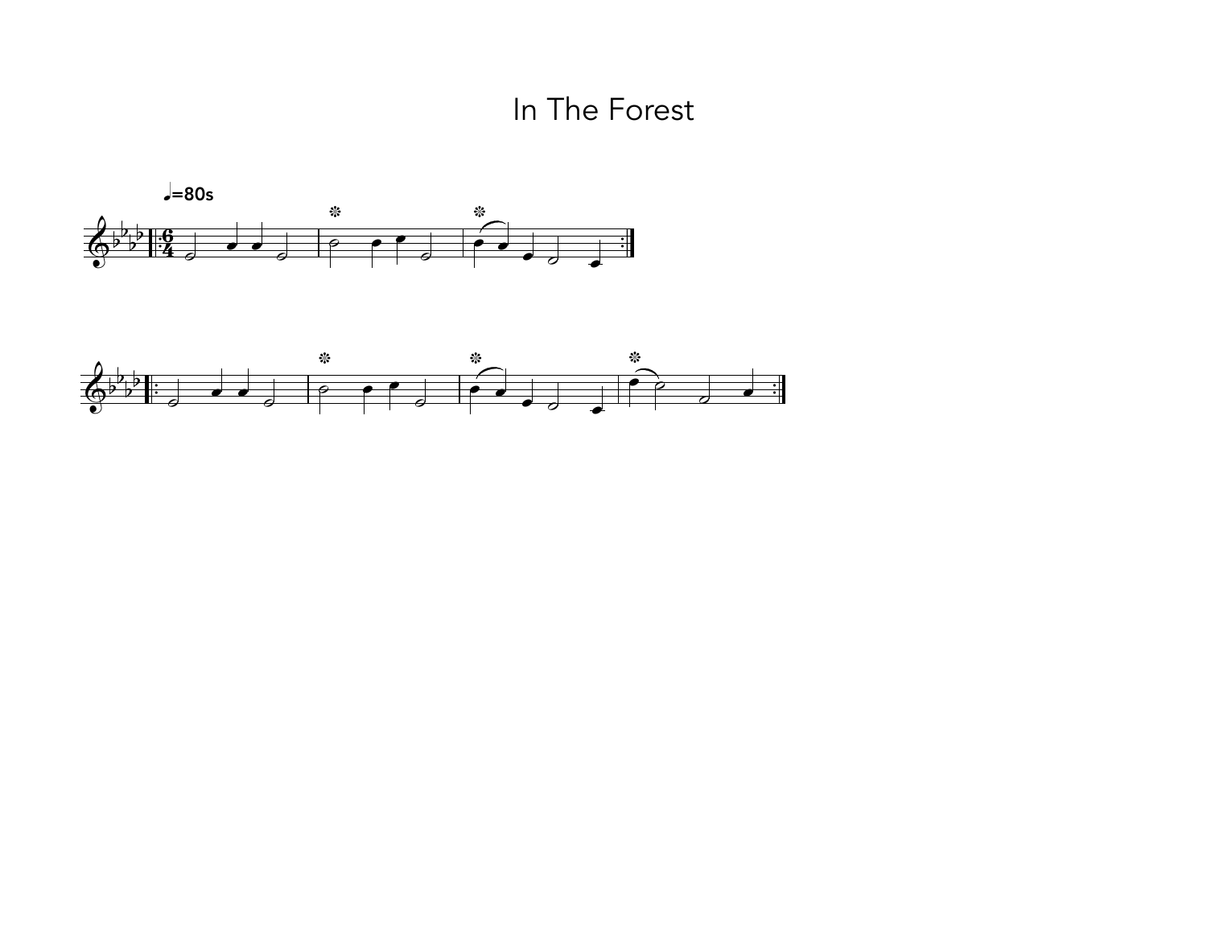# In The Forest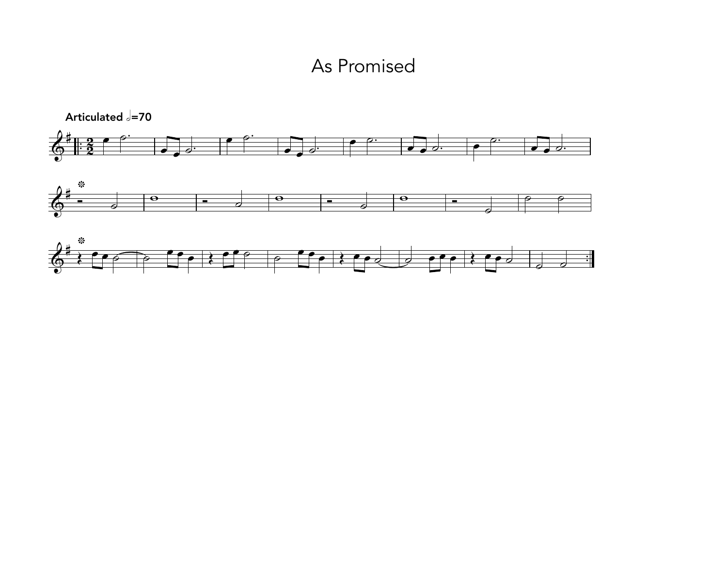# As Promised

**Articulated** 𝅗𝅥=70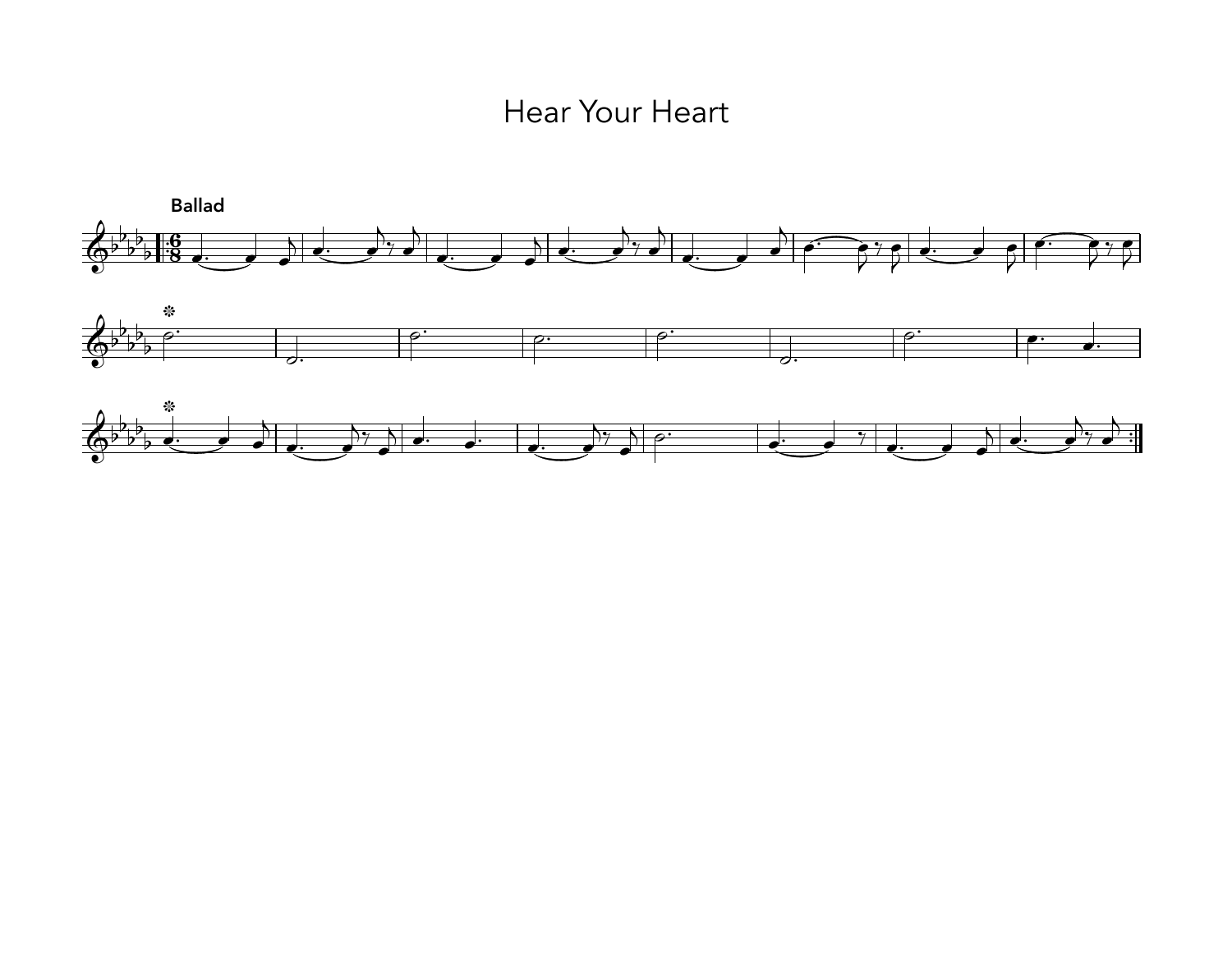# Hear Your Heart

**Ballad**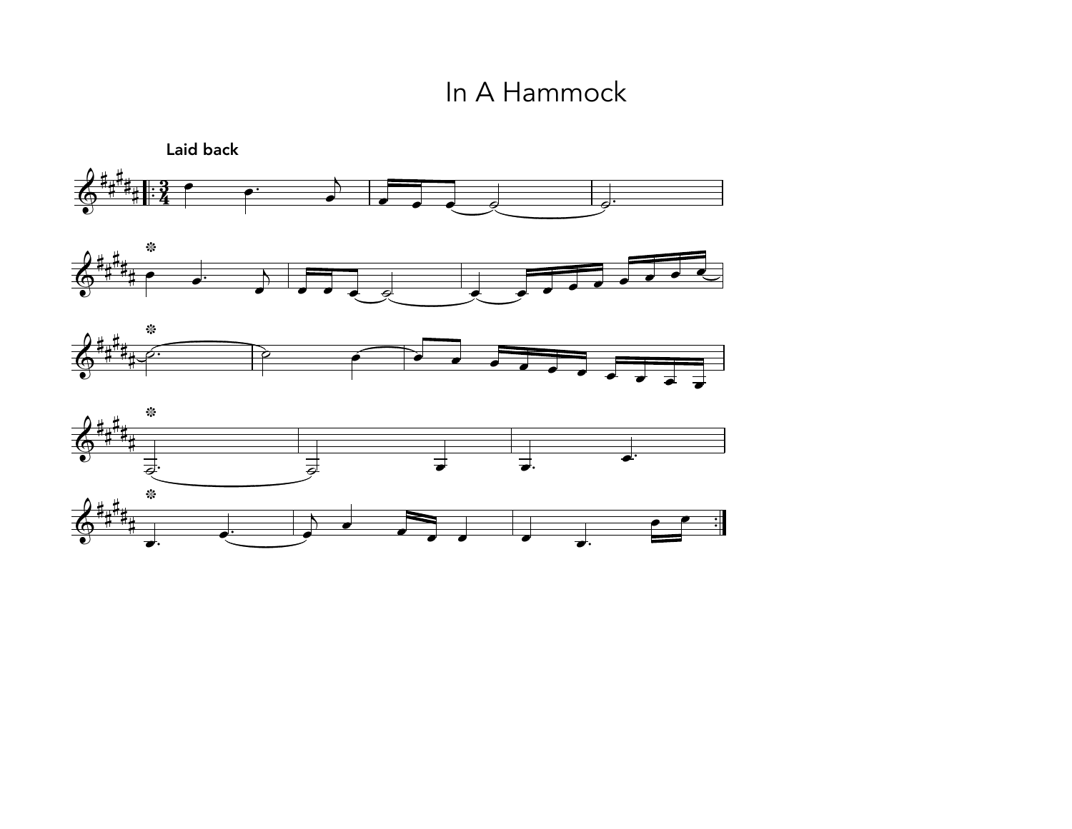# In A Hammock

**Laid back**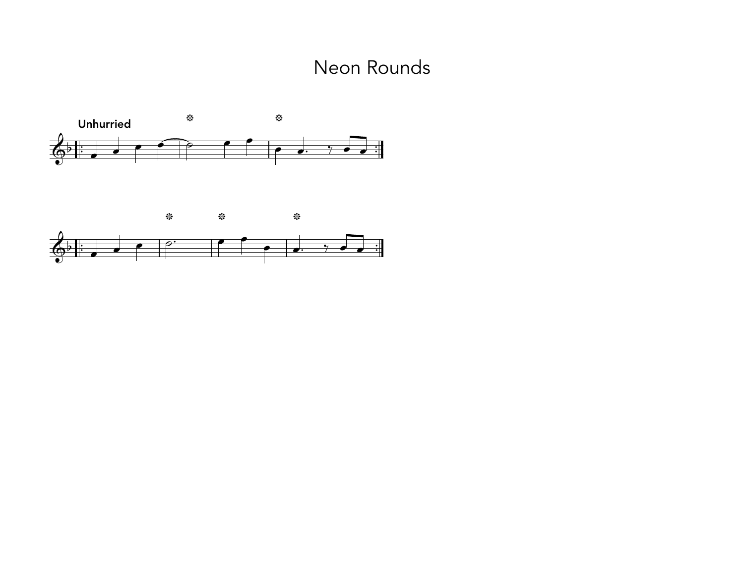# Neon Rounds

**Unhurried**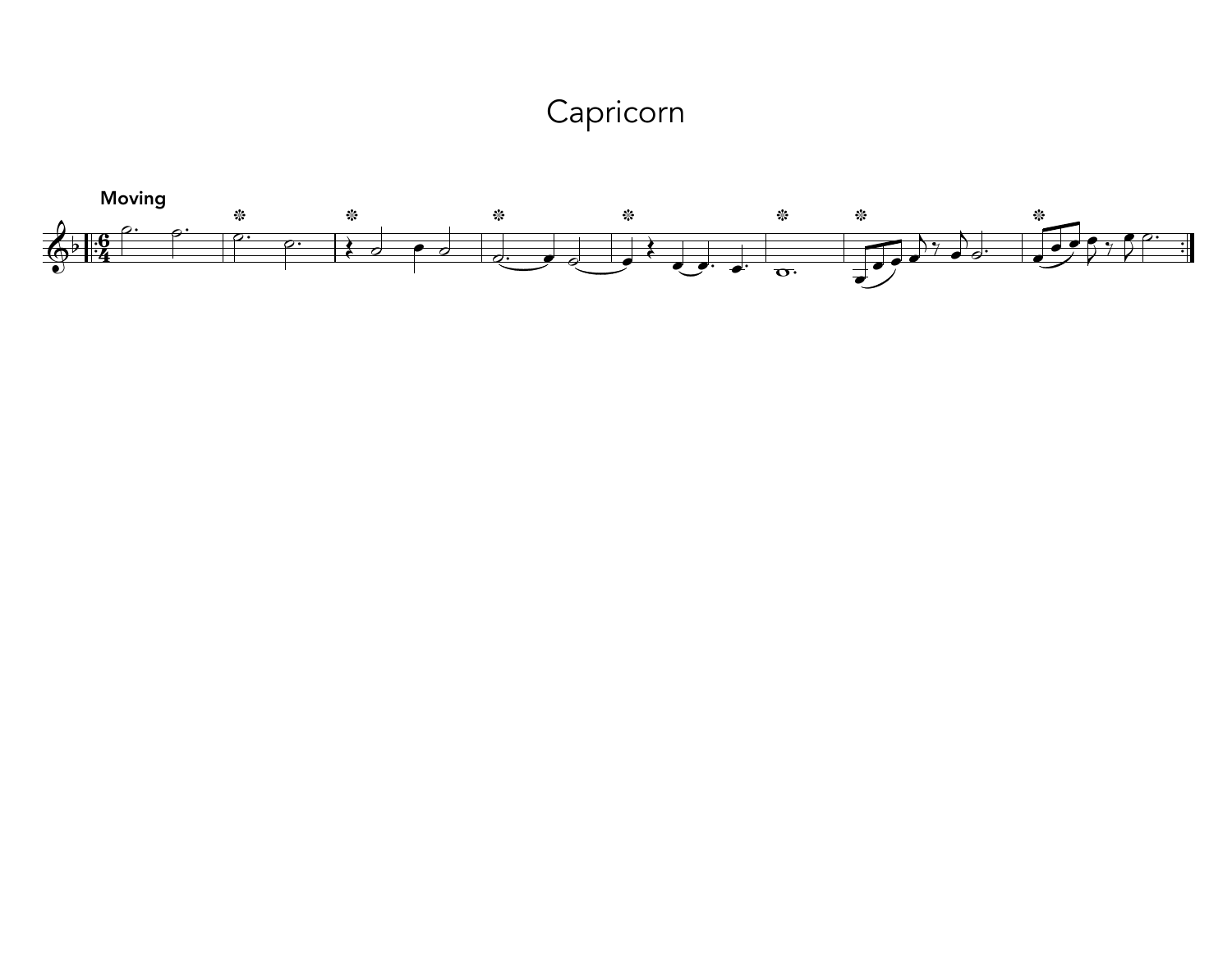# Capricorn

**Moving**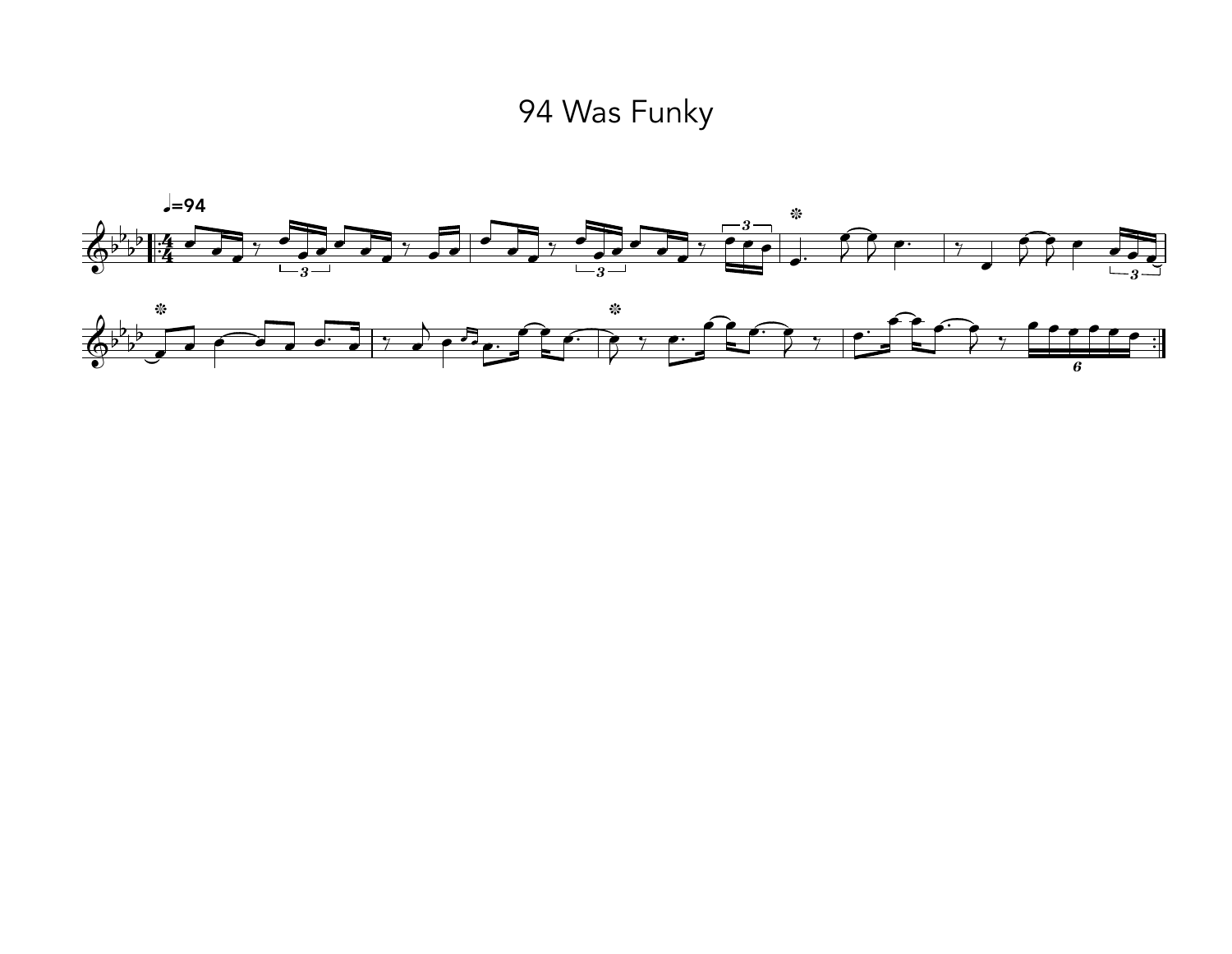# 94 Was Funky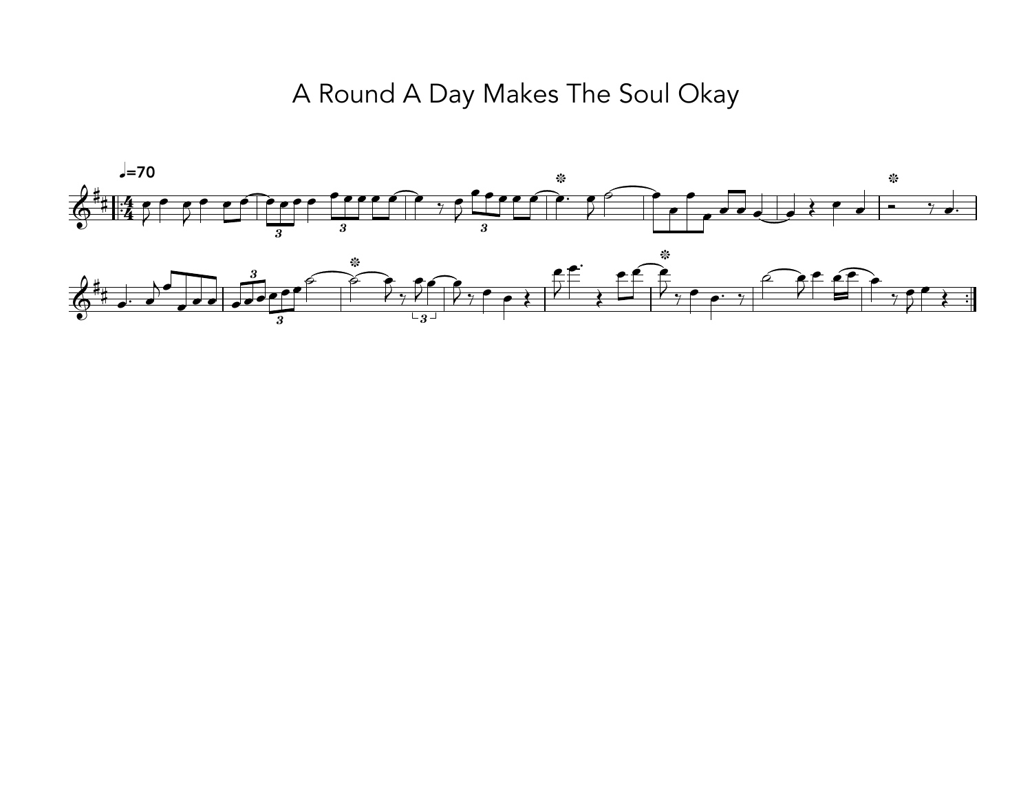# A Round A Day Makes The Soul Okay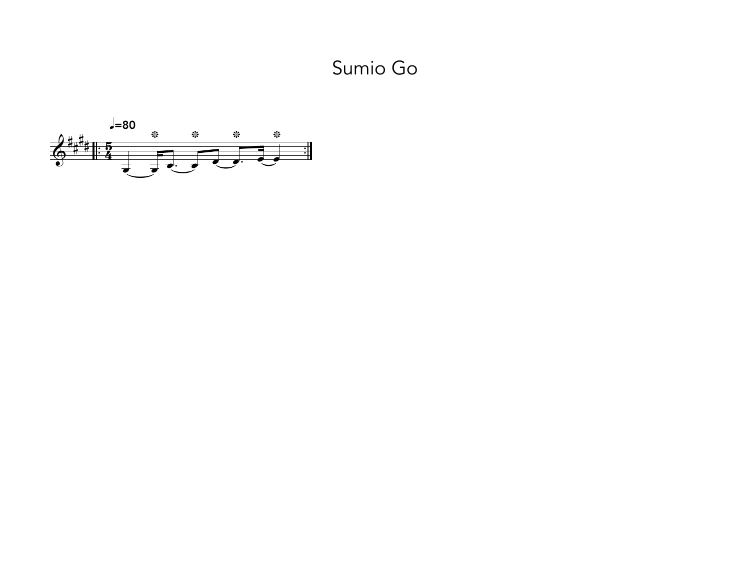# Sumio Go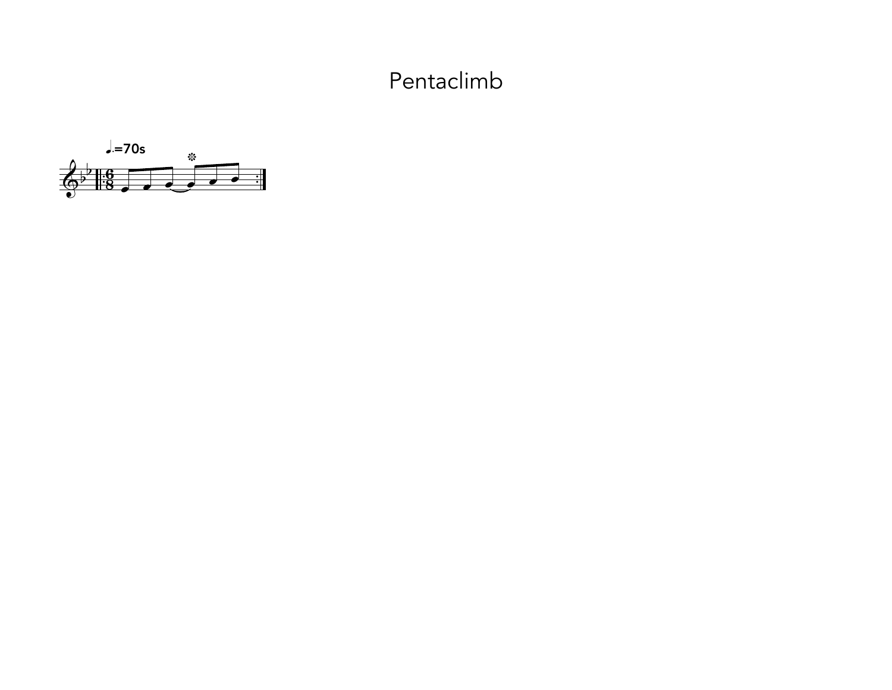# Pentaclimb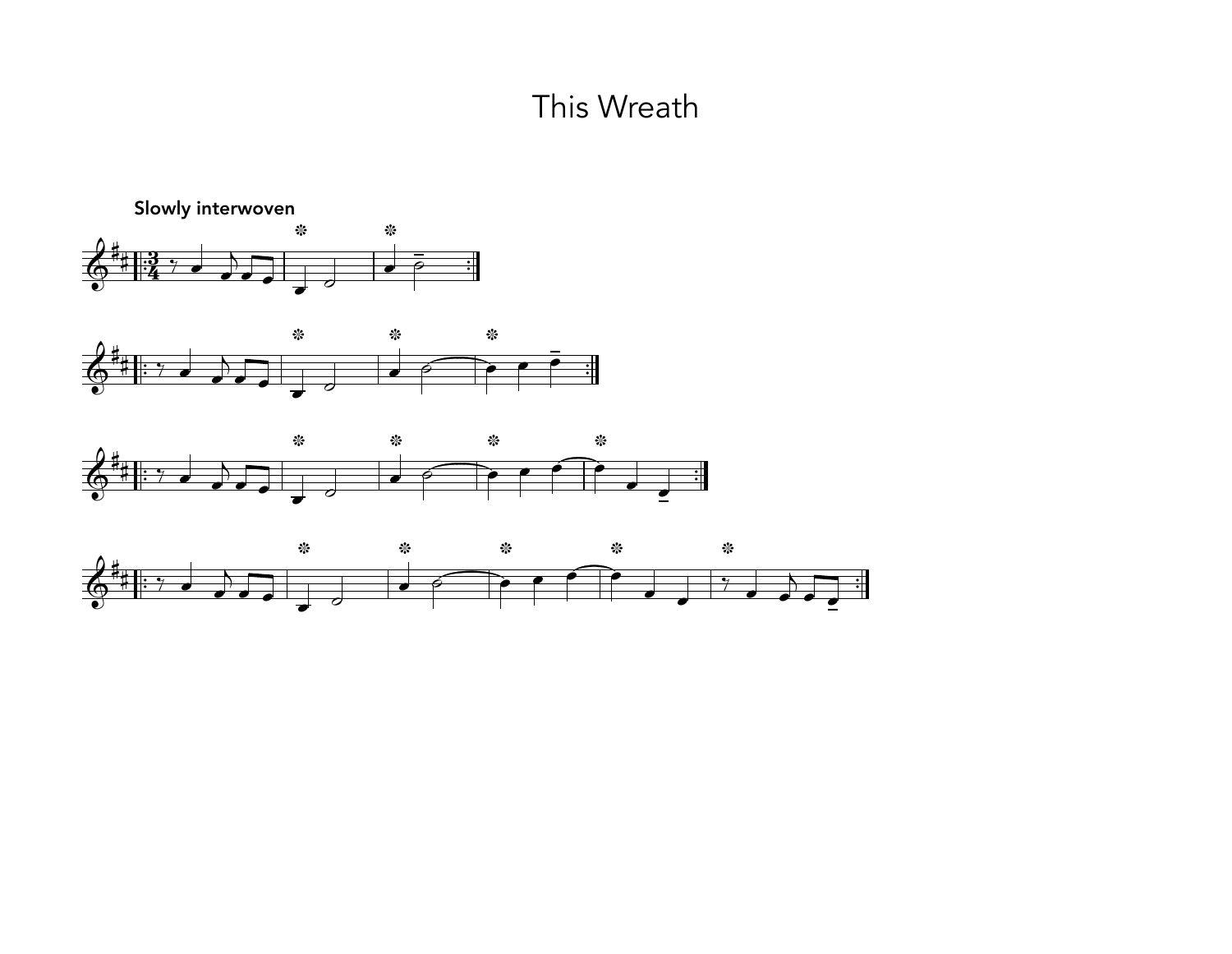# This Wreath

**Slowly interwoven**